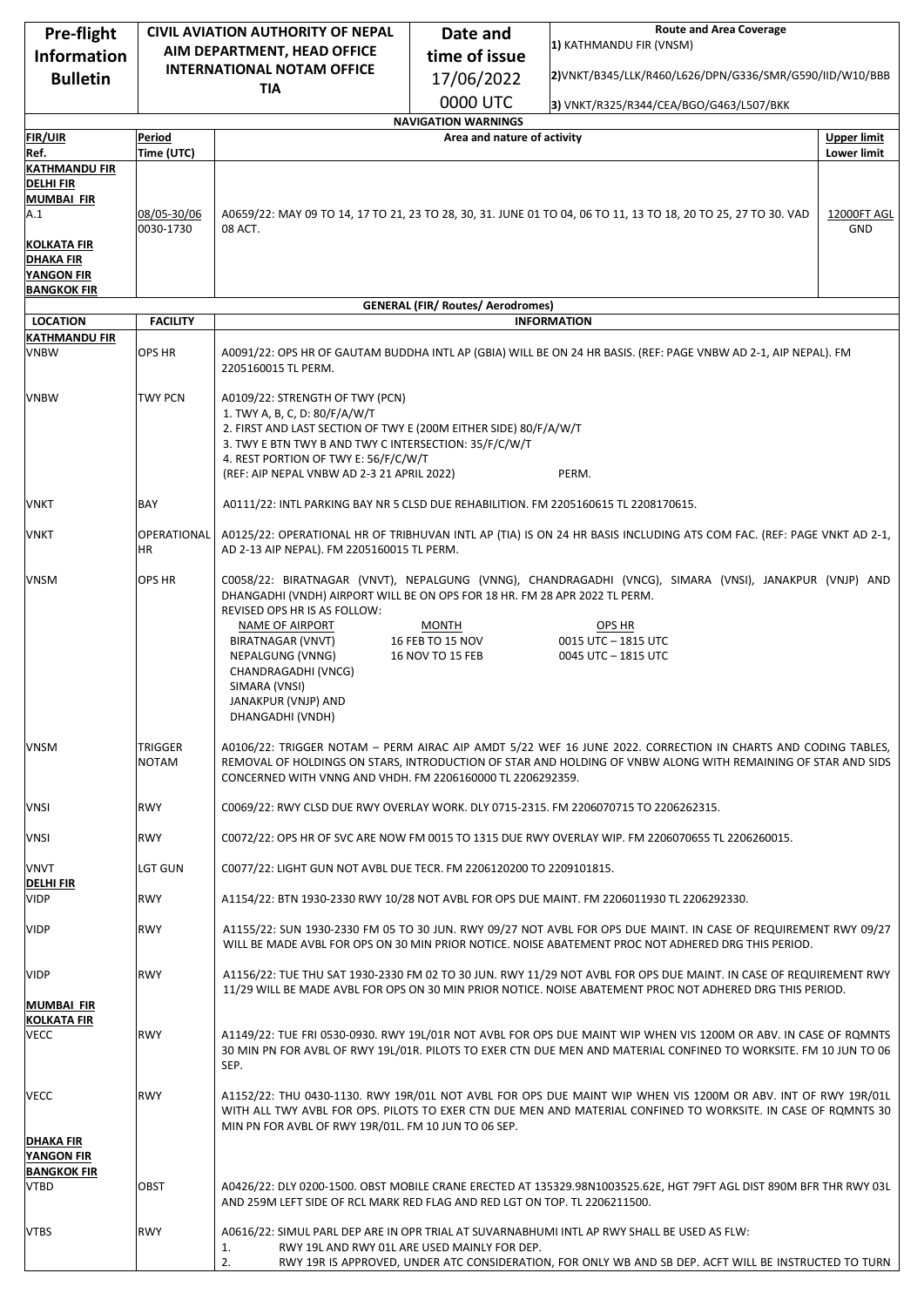| Pre-flight Information Bulletin | CIVIL AVIATION AUTHORITY OF NEPAL AIM DEPARTMENT, HEAD OFFICE INTERNATIONAL NOTAM OFFICE TIA | Date and time of issue 17/06/2022 0000 UTC | Route and Area Coverage 1) KATHMANDU FIR (VNSM) 2)VNKT/B345/LLK/R460/L626/DPN/G336/SMR/G590/IID/W10/BBB 3) VNKT/R325/R344/CEA/BGO/G463/L507/BKK |
|---|---|---|---|

**NAVIGATION WARNINGS**

| FIR/UIR Ref. | Period Time (UTC) | Area and nature of activity | Upper limit Lower limit |
|---|---|---|---|
| KATHMANDU FIR DELHI FIR MUMBAI FIR A.1 KOLKATA FIR DHAKA FIR YANGON FIR BANGKOK FIR | 08/05-30/06 0030-1730 | A0659/22: MAY 09 TO 14, 17 TO 21, 23 TO 28, 30, 31. JUNE 01 TO 04, 06 TO 11, 13 TO 18, 20 TO 25, 27 TO 30. VAD 08 ACT. | 12000FT AGL GND |

**GENERAL (FIR/ Routes/ Aerodromes)**

| LOCATION | FACILITY | INFORMATION |
|---|---|---|
| **KATHMANDU FIR** | | |
| VNBW | OPS HR | A0091/22: OPS HR OF GAUTAM BUDDHA INTL AP (GBIA) WILL BE ON 24 HR BASIS. (REF: PAGE VNBW AD 2-1, AIP NEPAL). FM 2205160015 TL PERM. |
| VNBW | TWY PCN | A0109/22: STRENGTH OF TWY (PCN)<br>1. TWY A, B, C, D: 80/F/A/W/T<br>2. FIRST AND LAST SECTION OF TWY E (200M EITHER SIDE) 80/F/A/W/T<br>3. TWY E BTN TWY B AND TWY C INTERSECTION: 35/F/C/W/T<br>4. REST PORTION OF TWY E: 56/F/C/W/T<br>(REF: AIP NEPAL VNBW AD 2-3 21 APRIL 2022) PERM. |
| VNKT | BAY | A0111/22: INTL PARKING BAY NR 5 CLSD DUE REHABILITION. FM 2205160615 TL 2208170615. |
| VNKT | OPERATIONAL HR | A0125/22: OPERATIONAL HR OF TRIBHUVAN INTL AP (TIA) IS ON 24 HR BASIS INCLUDING ATS COM FAC. (REF: PAGE VNKT AD 2-1, AD 2-13 AIP NEPAL). FM 2205160015 TL PERM. |
| VNSM | OPS HR | C0058/22: BIRATNAGAR (VNVT), NEPALGUNG (VNNG), CHANDRAGADHI (VNCG), SIMARA (VNSI), JANAKPUR (VNJP) AND DHANGADHI (VNDH) AIRPORT WILL BE ON OPS FOR 18 HR. FM 28 APR 2022 TL PERM.<br>REVISED OPS HR IS AS FOLLOW:<br>NAME OF AIRPORT: BIRATNAGAR (VNVT), NEPALGUNG (VNNG), CHANDRAGADHI (VNCG), SIMARA (VNSI), JANAKPUR (VNJP) AND DHANGADHI (VNDH)<br>MONTH: 16 FEB TO 15 NOV — OPS HR: 0015 UTC – 1815 UTC<br>MONTH: 16 NOV TO 15 FEB — OPS HR: 0045 UTC – 1815 UTC |
| VNSM | TRIGGER NOTAM | A0106/22: TRIGGER NOTAM – PERM AIRAC AIP AMDT 5/22 WEF 16 JUNE 2022. CORRECTION IN CHARTS AND CODING TABLES, REMOVAL OF HOLDINGS ON STARS, INTRODUCTION OF STAR AND HOLDING OF VNBW ALONG WITH REMAINING OF STAR AND SIDS CONCERNED WITH VNNG AND VHDH. FM 2206160000 TL 2206292359. |
| VNSI | RWY | C0069/22: RWY CLSD DUE RWY OVERLAY WORK. DLY 0715-2315. FM 2206070715 TO 2206262315. |
| VNSI | RWY | C0072/22: OPS HR OF SVC ARE NOW FM 0015 TO 1315 DUE RWY OVERLAY WIP. FM 2206070655 TL 2206260015. |
| VNVT | LGT GUN | C0077/22: LIGHT GUN NOT AVBL DUE TECR. FM 2206120200 TO 2209101815. |
| **DELHI FIR** | | |
| VIDP | RWY | A1154/22: BTN 1930-2330 RWY 10/28 NOT AVBL FOR OPS DUE MAINT. FM 2206011930 TL 2206292330. |
| VIDP | RWY | A1155/22: SUN 1930-2330 FM 05 TO 30 JUN. RWY 09/27 NOT AVBL FOR OPS DUE MAINT. IN CASE OF REQUIREMENT RWY 09/27 WILL BE MADE AVBL FOR OPS ON 30 MIN PRIOR NOTICE. NOISE ABATEMENT PROC NOT ADHERED DRG THIS PERIOD. |
| VIDP | RWY | A1156/22: TUE THU SAT 1930-2330 FM 02 TO 30 JUN. RWY 11/29 NOT AVBL FOR OPS DUE MAINT. IN CASE OF REQUIREMENT RWY 11/29 WILL BE MADE AVBL FOR OPS ON 30 MIN PRIOR NOTICE. NOISE ABATEMENT PROC NOT ADHERED DRG THIS PERIOD. |
| **MUMBAI FIR** | | |
| **KOLKATA FIR** | | |
| VECC | RWY | A1149/22: TUE FRI 0530-0930. RWY 19L/01R NOT AVBL FOR OPS DUE MAINT WIP WHEN VIS 1200M OR ABV. IN CASE OF RQMNTS 30 MIN PN FOR AVBL OF RWY 19L/01R. PILOTS TO EXER CTN DUE MEN AND MATERIAL CONFINED TO WORKSITE. FM 10 JUN TO 06 SEP. |
| VECC | RWY | A1152/22: THU 0430-1130. RWY 19R/01L NOT AVBL FOR OPS DUE MAINT WIP WHEN VIS 1200M OR ABV. INT OF RWY 19R/01L WITH ALL TWY AVBL FOR OPS. PILOTS TO EXER CTN DUE MEN AND MATERIAL CONFINED TO WORKSITE. IN CASE OF RQMNTS 30 MIN PN FOR AVBL OF RWY 19R/01L. FM 10 JUN TO 06 SEP. |
| **DHAKA FIR** | | |
| **YANGON FIR** | | |
| **BANGKOK FIR** | | |
| VTBD | OBST | A0426/22: DLY 0200-1500. OBST MOBILE CRANE ERECTED AT 135329.98N1003525.62E, HGT 79FT AGL DIST 890M BFR THR RWY 03L AND 259M LEFT SIDE OF RCL MARK RED FLAG AND RED LGT ON TOP. TL 2206211500. |
| VTBS | RWY | A0616/22: SIMUL PARL DEP ARE IN OPR TRIAL AT SUVARNABHUMI INTL AP RWY SHALL BE USED AS FLW:<br>1. RWY 19L AND RWY 01L ARE USED MAINLY FOR DEP.<br>2. RWY 19R IS APPROVED, UNDER ATC CONSIDERATION, FOR ONLY WB AND SB DEP. ACFT WILL BE INSTRUCTED TO TURN |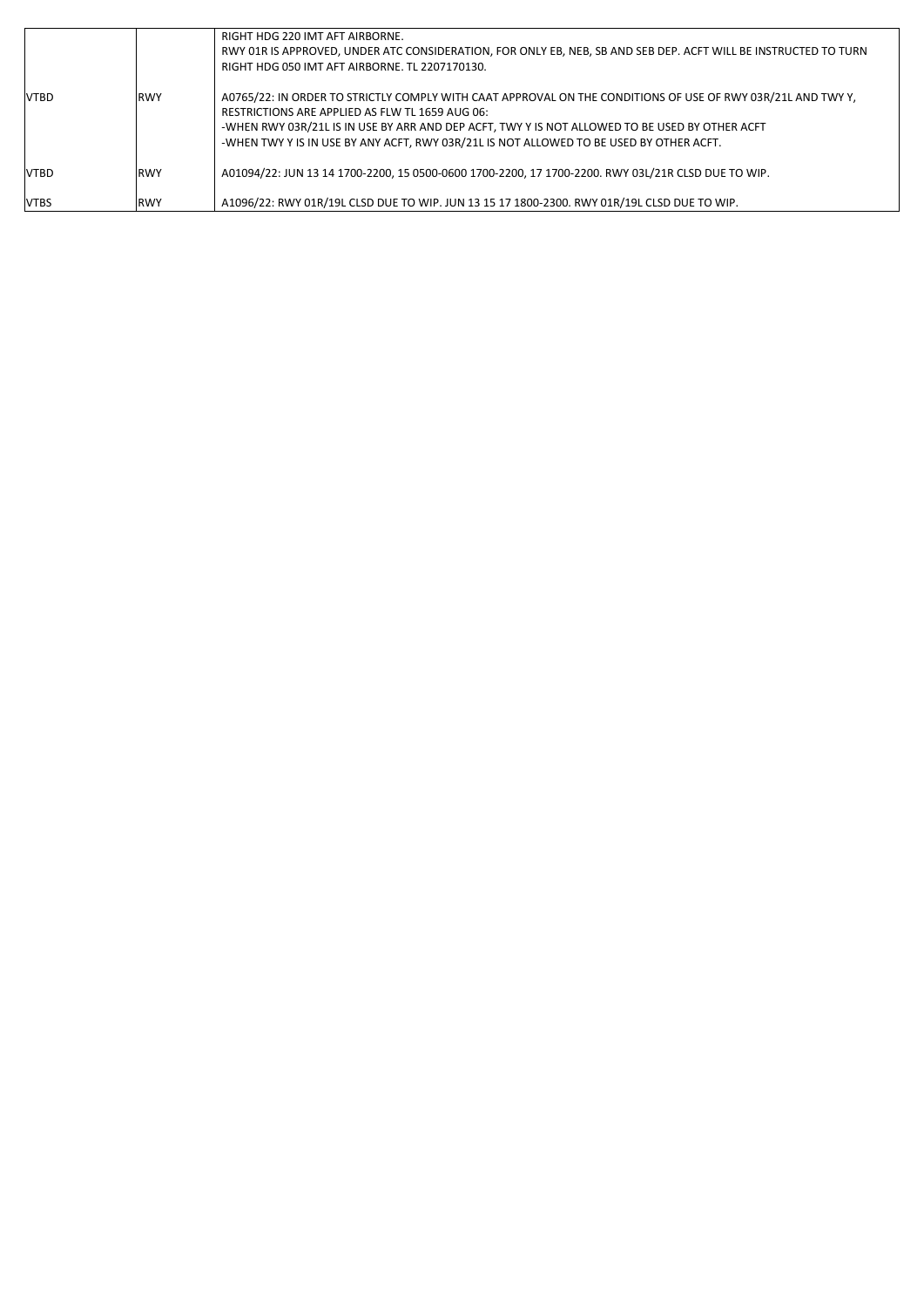| | | |
|---|---|---|
| | | RIGHT HDG 220 IMT AFT AIRBORNE.<br>RWY 01R IS APPROVED, UNDER ATC CONSIDERATION, FOR ONLY EB, NEB, SB AND SEB DEP. ACFT WILL BE INSTRUCTED TO TURN RIGHT HDG 050 IMT AFT AIRBORNE. TL 2207170130. |
| VTBD | RWY | A0765/22: IN ORDER TO STRICTLY COMPLY WITH CAAT APPROVAL ON THE CONDITIONS OF USE OF RWY 03R/21L AND TWY Y, RESTRICTIONS ARE APPLIED AS FLW TL 1659 AUG 06:<br>-WHEN RWY 03R/21L IS IN USE BY ARR AND DEP ACFT, TWY Y IS NOT ALLOWED TO BE USED BY OTHER ACFT<br>-WHEN TWY Y IS IN USE BY ANY ACFT, RWY 03R/21L IS NOT ALLOWED TO BE USED BY OTHER ACFT. |
| VTBD | RWY | A01094/22: JUN 13 14 1700-2200, 15 0500-0600 1700-2200, 17 1700-2200. RWY 03L/21R CLSD DUE TO WIP. |
| VTBS | RWY | A1096/22: RWY 01R/19L CLSD DUE TO WIP. JUN 13 15 17 1800-2300. RWY 01R/19L CLSD DUE TO WIP. |